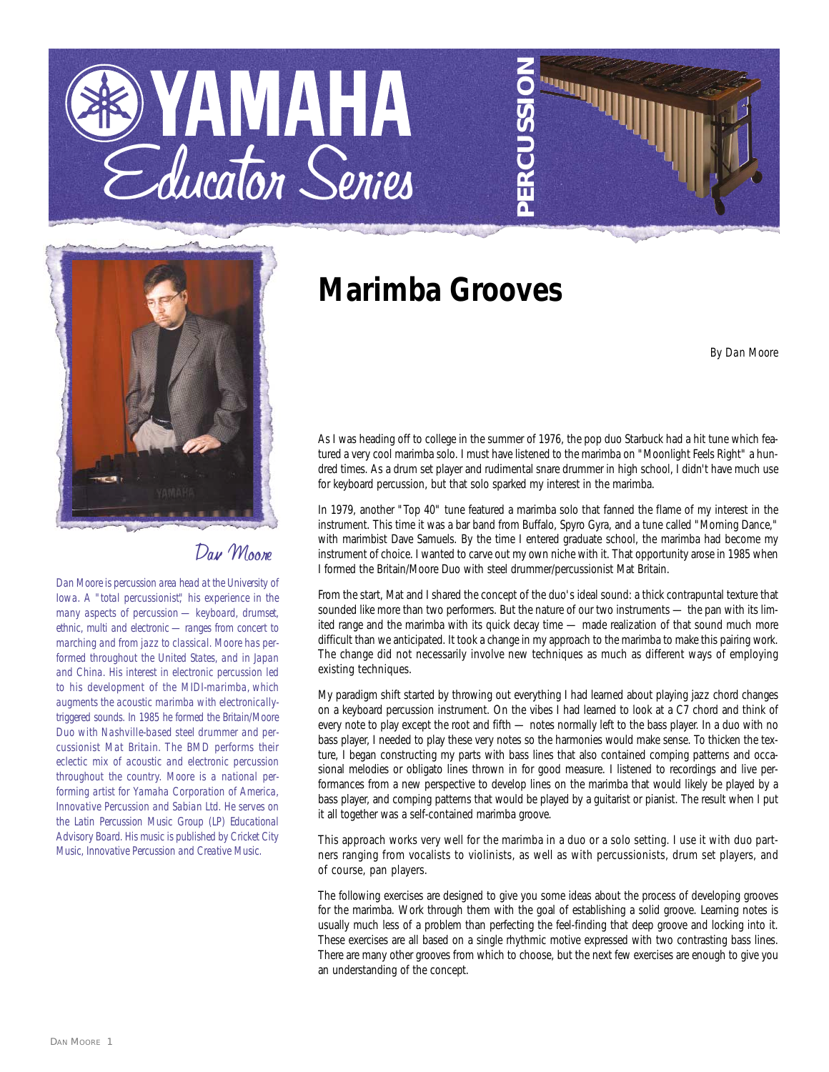# Marimba Grooves

*By Dan Moore*

*Dan Moore*

*Dan Moore is percussion area head at the University of Iowa. A "total percussionist", his experience in the many aspects of percussion — keyboard, drumset, ethnic, multi and electronic — ranges from concert to marching and from jazz to classical. Moore has performed throughout the United States, and in Japan and China. His interest in electronic percussion led to his development of the MIDI-marimba, which augments the acoustic marimba with electronically-triggered sounds. In 1985 he formed the Britain/Moore Duo with Nashville-based steel drummer and percussionist Mat Britain. The BMD performs their eclectic mix of acoustic and electronic percussion throughout the country. Moore is a national performing artist for Yamaha Corporation of America, Innovative Percussion and Sabian Ltd. He serves on the Latin Percussion Music Group (LP) Educational Advisory Board. His music is published by Cricket City Music, Innovative Percussion and Creative Music.*

As I was heading off to college in the summer of 1976, the pop duo Starbuck had a hit tune which featured a very cool marimba solo. I must have listened to the marimba on "Moonlight Feels Right" a hundred times. As a drum set player and rudimental snare drummer in high school, I didn't have much use for keyboard percussion, but that solo sparked my interest in the marimba.

In 1979, another "Top 40" tune featured a marimba solo that fanned the flame of my interest in the instrument. This time it was a bar band from Buffalo, Spyro Gyra, and a tune called "Morning Dance," with marimbist Dave Samuels. By the time I entered graduate school, the marimba had become my instrument of choice. I wanted to carve out my own niche with it. That opportunity arose in 1985 when I formed the Britain/Moore Duo with steel drummer/percussionist Mat Britain.

From the start, Mat and I shared the concept of the duo's ideal sound: a thick contrapuntal texture that sounded like more than two performers. But the nature of our two instruments — the pan with its limited range and the marimba with its quick decay time — made realization of that sound much more difficult than we anticipated. It took a change in my approach to the marimba to make this pairing work. The change did not necessarily involve new techniques as much as different ways of employing existing techniques.

My paradigm shift started by throwing out everything I had learned about playing jazz chord changes on a keyboard percussion instrument. On the vibes I had learned to look at a C7 chord and think of every note to play except the root and fifth — notes normally left to the bass player. In a duo with no bass player, I needed to play these very notes so the harmonies would make sense. To thicken the texture, I began constructing my parts with bass lines that also contained comping patterns and occasional melodies or obligato lines thrown in for good measure. I listened to recordings and live performances from a new perspective to develop lines on the marimba that would likely be played by a bass player, and comping patterns that would be played by a guitarist or pianist. The result when I put it all together was a self-contained marimba groove.

This approach works very well for the marimba in a duo or a solo setting. I use it with duo partners ranging from vocalists to violinists, as well as with percussionists, drum set players, and of course, pan players.

The following exercises are designed to give you some ideas about the process of developing grooves for the marimba. Work through them with the goal of establishing a solid groove. Learning notes is usually much less of a problem than perfecting the feel-finding that deep groove and locking into it. These exercises are all based on a single rhythmic motive expressed with two contrasting bass lines. There are many other grooves from which to choose, but the next few exercises are enough to give you an understanding of the concept.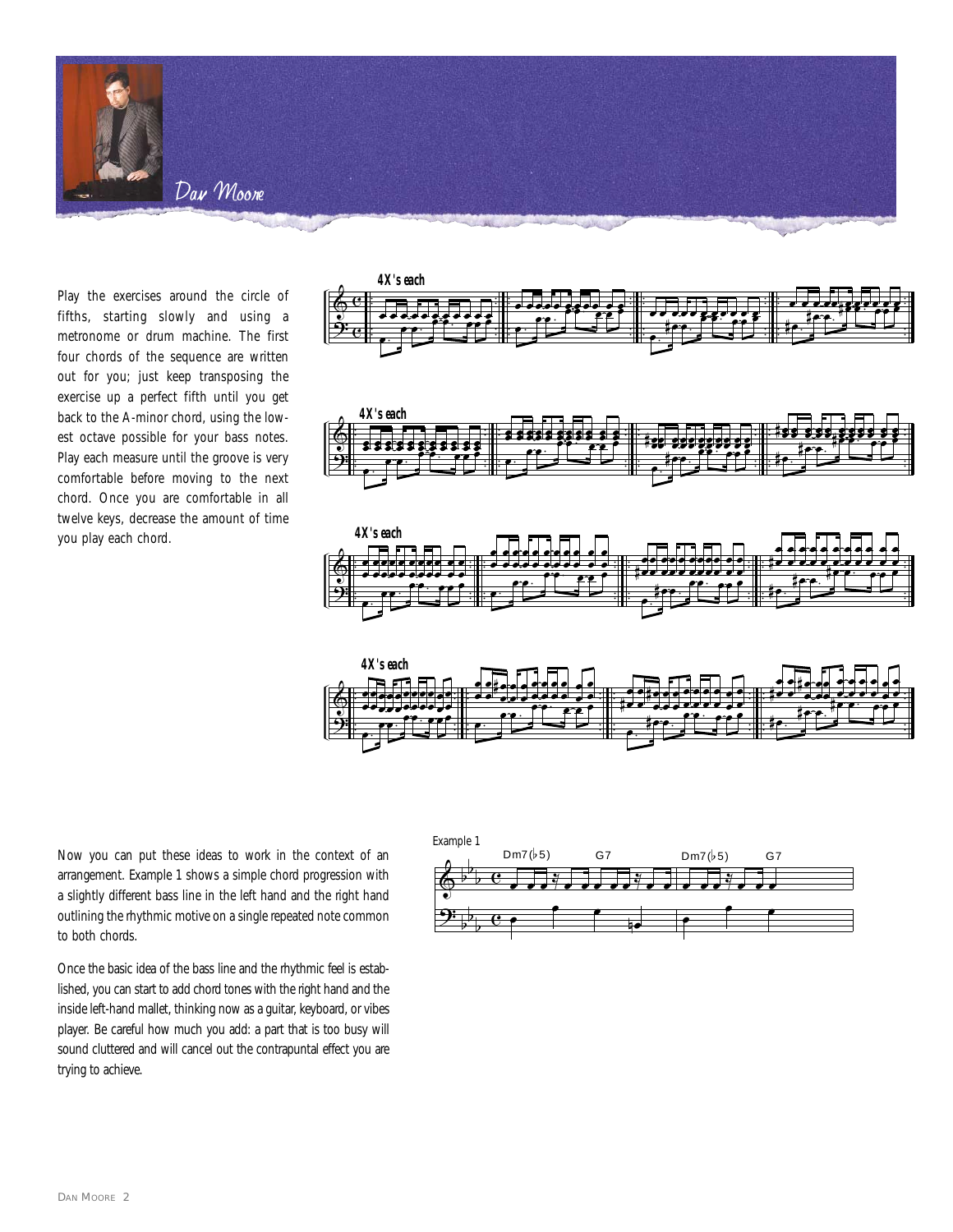Dan Moore

Play the exercises around the circle of fifths, starting slowly and using a metronome or drum machine. The first four chords of the sequence are written out for you; just keep transposing the exercise up a perfect fifth until you get back to the A-minor chord, using the lowest octave possible for your bass notes. Play each measure until the groove is very comfortable before moving to the next chord. Once you are comfortable in all twelve keys, decrease the amount of time you play each chord.

4X's each

4X's each

4X's each

4X's each

Now you can put these ideas to work in the context of an arrangement. Example 1 shows a simple chord progression with a slightly different bass line in the left hand and the right hand outlining the rhythmic motive on a single repeated note common to both chords.

Once the basic idea of the bass line and the rhythmic feel is established, you can start to add chord tones with the right hand and the inside left-hand mallet, thinking now as a guitar, keyboard, or vibes player. Be careful how much you add: a part that is too busy will sound cluttered and will cancel out the contrapuntal effect you are trying to achieve.

Example 1

Dm7(♭5) G7 Dm7(♭5) G7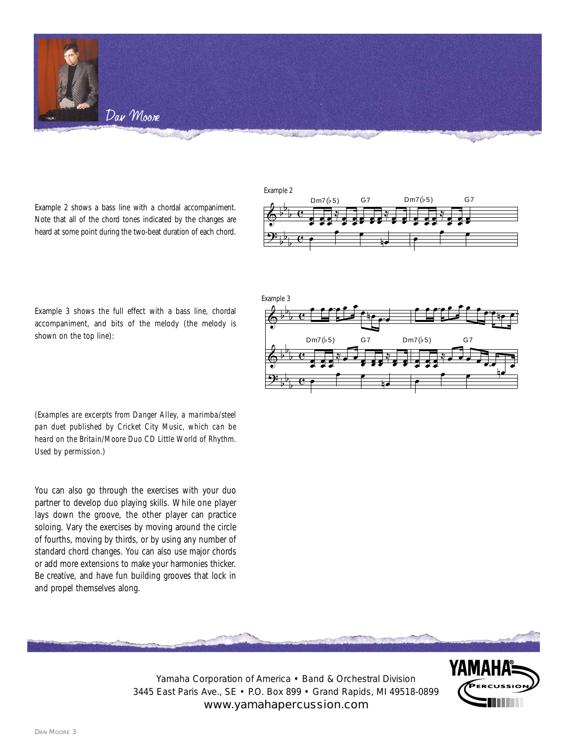Dan Moore

Example 2 shows a bass line with a chordal accompaniment. Note that all of the chord tones indicated by the changes are heard at some point during the two-beat duration of each chord.

Example 2

Dm7(♭5) G7 Dm7(♭5) G7

Example 3 shows the full effect with a bass line, chordal accompaniment, and bits of the melody (the melody is shown on the top line):

Example 3

Dm7(♭5) G7 Dm7(♭5) G7

*(Examples are excerpts from Danger Alley, a marimba/steel pan duet published by Cricket City Music, which can be heard on the Britain/Moore Duo CD Little World of Rhythm. Used by permission.)*

You can also go through the exercises with your duo partner to develop duo playing skills. While one player lays down the groove, the other player can practice soloing. Vary the exercises by moving around the circle of fourths, moving by thirds, or by using any number of standard chord changes. You can also use major chords or add more extensions to make your harmonies thicker. Be creative, and have fun building grooves that lock in and propel themselves along.

Yamaha Corporation of America • Band & Orchestral Division
3445 East Paris Ave., SE • P.O. Box 899 • Grand Rapids, MI 49518-0899
www.yamahapercussion.com